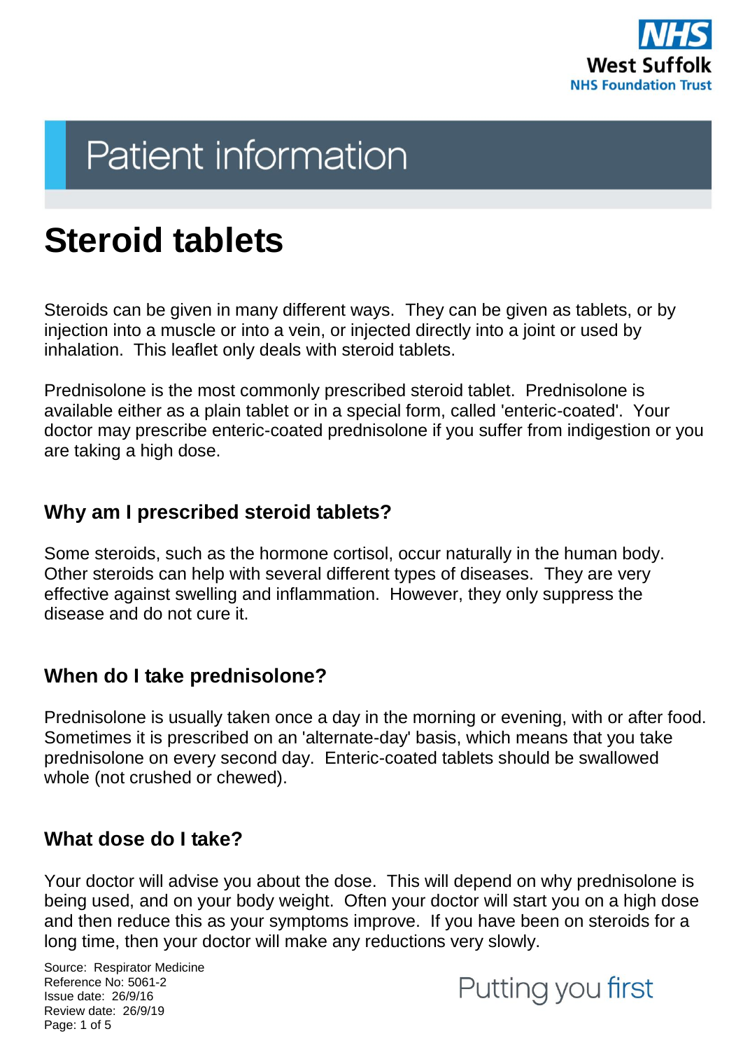# Patient information

# Steroid tablets

Steroids can be given in many different ways. They can be given as tablets, or by injection into a muscle or into a vein, or injected directly into a joint or used by inhalation. This leaflet only deals with steroid tablets.

Prednisolone is the most commonly prescribed steroid tablet. Prednisolone is available either as a plain tablet or in a special form, called 'enteric-coated'. Your doctor may prescribe enteric-coated prednisolone if you suffer from indigestion or you are taking a high dose.

## Why am I prescribed steroid tablets?

Some steroids, such as the hormone cortisol, occur naturally in the human body. Other steroids can help with several different types of diseases. They are very effective against swelling and inflammation. However, they only suppress the disease and do not cure it.

## When do I take prednisolone?

Prednisolone is usually taken once a day in the morning or evening, with or after food. Sometimes it is prescribed on an 'alternate-day' basis, which means that you take prednisolone on every second day. Enteric-coated tablets should be swallowed whole (not crushed or chewed).

## What dose do I take?

Your doctor will advise you about the dose. This will depend on why prednisolone is being used, and on your body weight. Often your doctor will start you on a high dose and then reduce this as your symptoms improve. If you have been on steroids for a long time, then your doctor will make any reductions very slowly.

Source: Respirator Medicine
Reference No: 5061-2
Issue date: 26/9/16
Review date: 26/9/19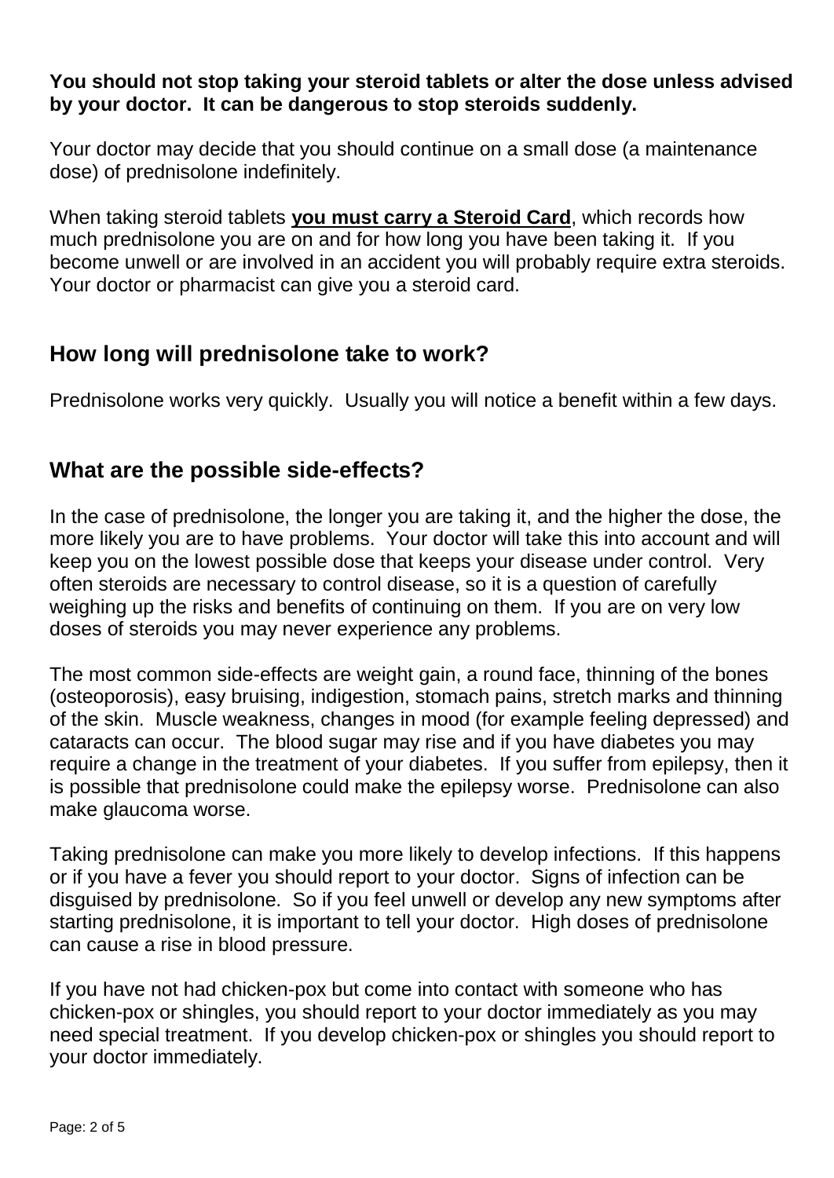**You should not stop taking your steroid tablets or alter the dose unless advised by your doctor. It can be dangerous to stop steroids suddenly.**

Your doctor may decide that you should continue on a small dose (a maintenance dose) of prednisolone indefinitely.

When taking steroid tablets **you must carry a Steroid Card**, which records how much prednisolone you are on and for how long you have been taking it. If you become unwell or are involved in an accident you will probably require extra steroids. Your doctor or pharmacist can give you a steroid card.

## How long will prednisolone take to work?

Prednisolone works very quickly. Usually you will notice a benefit within a few days.

## What are the possible side-effects?

In the case of prednisolone, the longer you are taking it, and the higher the dose, the more likely you are to have problems. Your doctor will take this into account and will keep you on the lowest possible dose that keeps your disease under control. Very often steroids are necessary to control disease, so it is a question of carefully weighing up the risks and benefits of continuing on them. If you are on very low doses of steroids you may never experience any problems.

The most common side-effects are weight gain, a round face, thinning of the bones (osteoporosis), easy bruising, indigestion, stomach pains, stretch marks and thinning of the skin. Muscle weakness, changes in mood (for example feeling depressed) and cataracts can occur. The blood sugar may rise and if you have diabetes you may require a change in the treatment of your diabetes. If you suffer from epilepsy, then it is possible that prednisolone could make the epilepsy worse. Prednisolone can also make glaucoma worse.

Taking prednisolone can make you more likely to develop infections. If this happens or if you have a fever you should report to your doctor. Signs of infection can be disguised by prednisolone. So if you feel unwell or develop any new symptoms after starting prednisolone, it is important to tell your doctor. High doses of prednisolone can cause a rise in blood pressure.

If you have not had chicken-pox but come into contact with someone who has chicken-pox or shingles, you should report to your doctor immediately as you may need special treatment. If you develop chicken-pox or shingles you should report to your doctor immediately.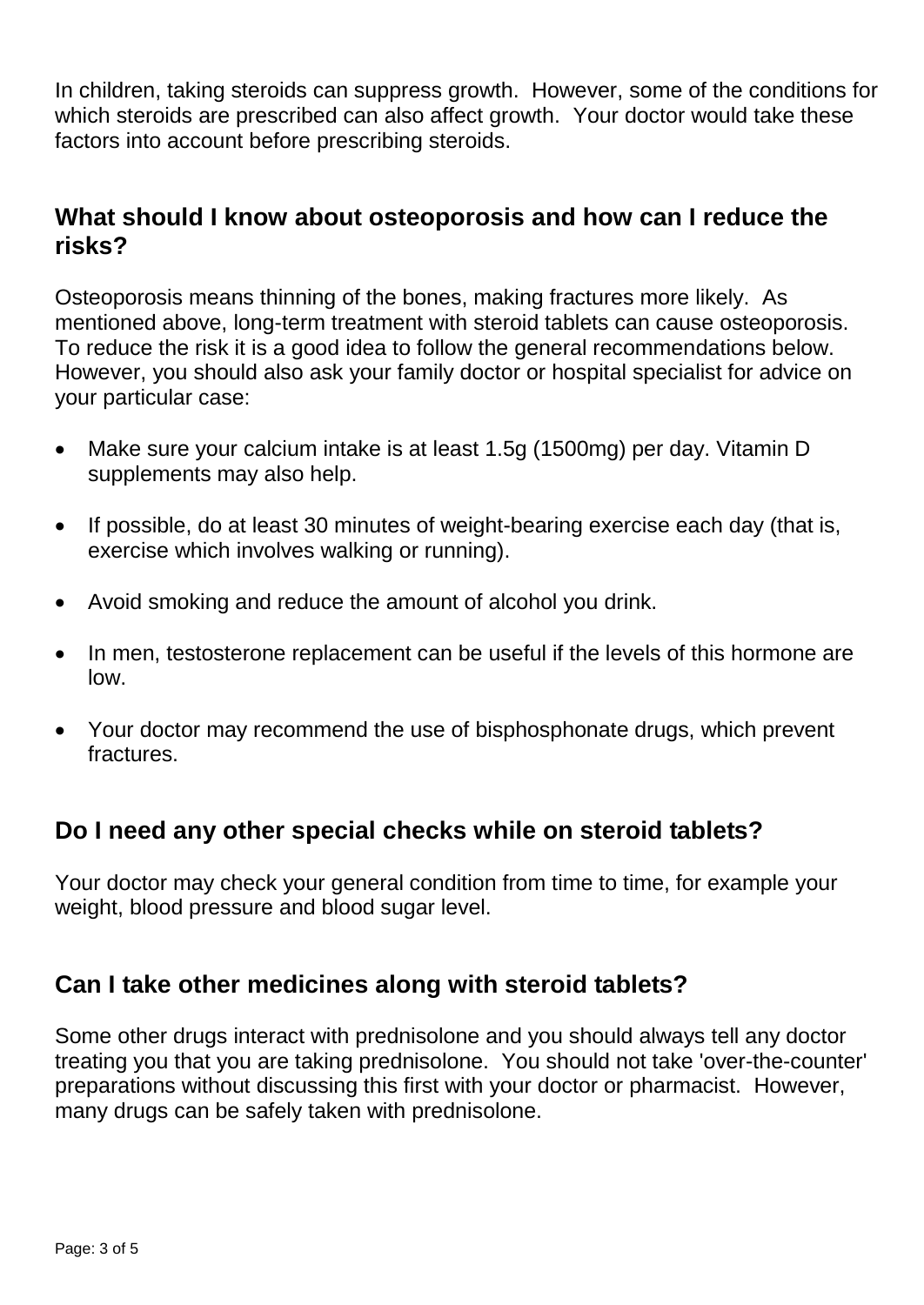In children, taking steroids can suppress growth. However, some of the conditions for which steroids are prescribed can also affect growth. Your doctor would take these factors into account before prescribing steroids.

## What should I know about osteoporosis and how can I reduce the risks?

Osteoporosis means thinning of the bones, making fractures more likely. As mentioned above, long-term treatment with steroid tablets can cause osteoporosis. To reduce the risk it is a good idea to follow the general recommendations below. However, you should also ask your family doctor or hospital specialist for advice on your particular case:

- Make sure your calcium intake is at least 1.5g (1500mg) per day. Vitamin D supplements may also help.
- If possible, do at least 30 minutes of weight-bearing exercise each day (that is, exercise which involves walking or running).
- Avoid smoking and reduce the amount of alcohol you drink.
- In men, testosterone replacement can be useful if the levels of this hormone are low.
- Your doctor may recommend the use of bisphosphonate drugs, which prevent fractures.

## Do I need any other special checks while on steroid tablets?

Your doctor may check your general condition from time to time, for example your weight, blood pressure and blood sugar level.

## Can I take other medicines along with steroid tablets?

Some other drugs interact with prednisolone and you should always tell any doctor treating you that you are taking prednisolone. You should not take 'over-the-counter' preparations without discussing this first with your doctor or pharmacist. However, many drugs can be safely taken with prednisolone.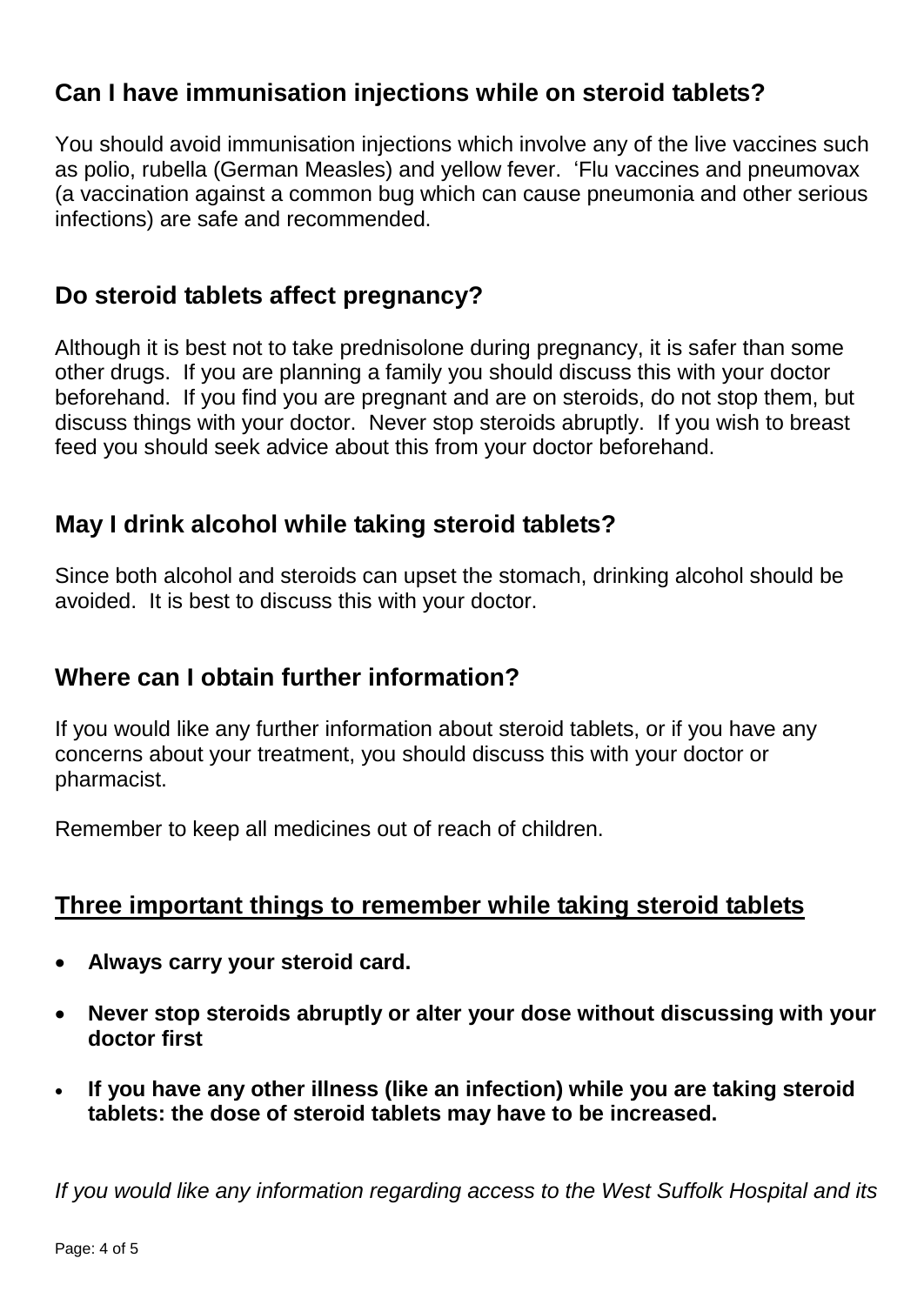## Can I have immunisation injections while on steroid tablets?

You should avoid immunisation injections which involve any of the live vaccines such as polio, rubella (German Measles) and yellow fever. 'Flu vaccines and pneumovax (a vaccination against a common bug which can cause pneumonia and other serious infections) are safe and recommended.

## Do steroid tablets affect pregnancy?

Although it is best not to take prednisolone during pregnancy, it is safer than some other drugs. If you are planning a family you should discuss this with your doctor beforehand. If you find you are pregnant and are on steroids, do not stop them, but discuss things with your doctor. Never stop steroids abruptly. If you wish to breast feed you should seek advice about this from your doctor beforehand.

## May I drink alcohol while taking steroid tablets?

Since both alcohol and steroids can upset the stomach, drinking alcohol should be avoided. It is best to discuss this with your doctor.

## Where can I obtain further information?

If you would like any further information about steroid tablets, or if you have any concerns about your treatment, you should discuss this with your doctor or pharmacist.

Remember to keep all medicines out of reach of children.

## Three important things to remember while taking steroid tablets

- **Always carry your steroid card.**
- **Never stop steroids abruptly or alter your dose without discussing with your doctor first**
- **If you have any other illness (like an infection) while you are taking steroid tablets: the dose of steroid tablets may have to be increased.**

*If you would like any information regarding access to the West Suffolk Hospital and its*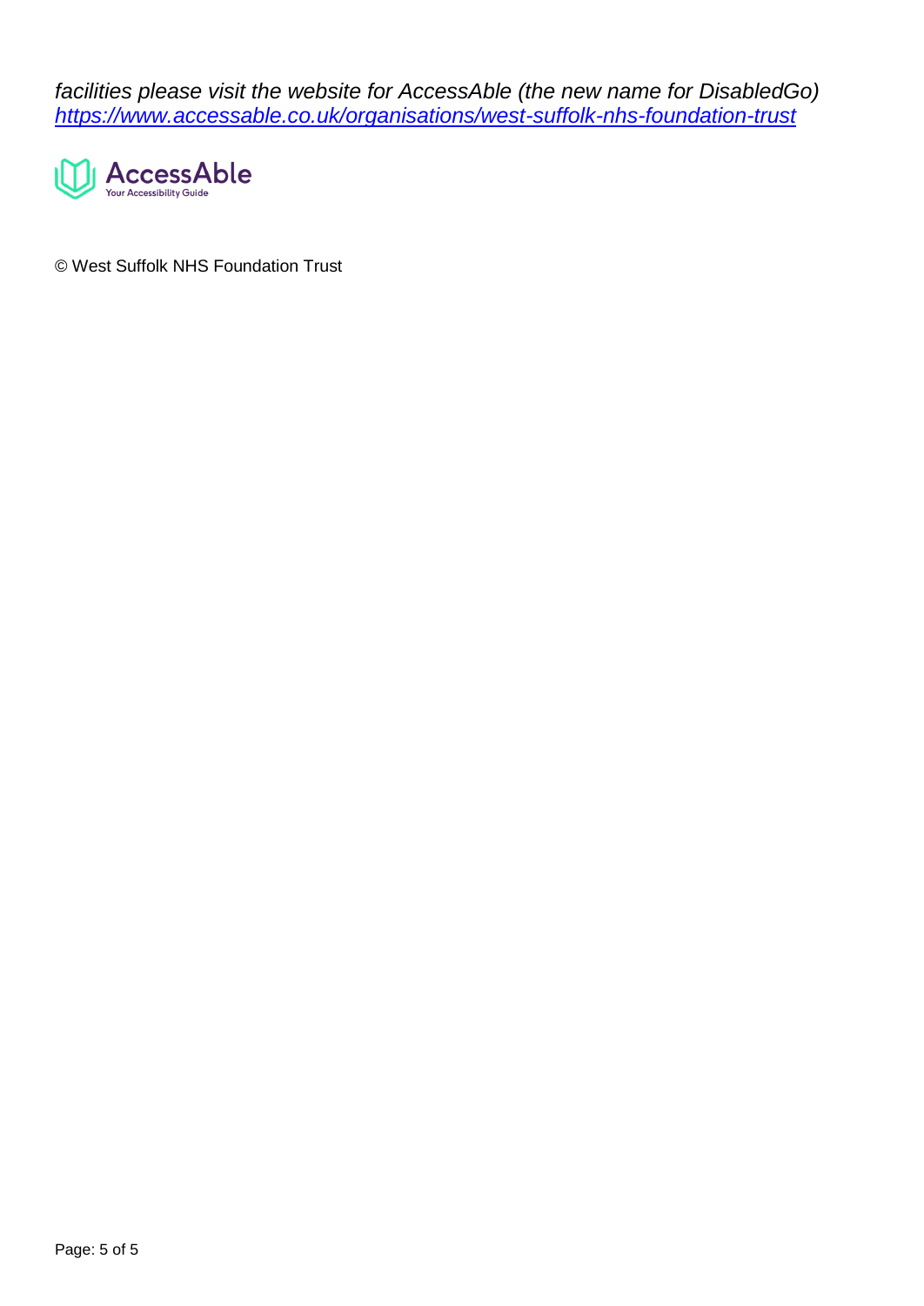*facilities please visit the website for AccessAble (the new name for DisabledGo)* [*https://www.accessable.co.uk/organisations/west-suffolk-nhs-foundation-trust*](https://www.accessable.co.uk/organisations/west-suffolk-nhs-foundation-trust)

AccessAble
Your Accessibility Guide

© West Suffolk NHS Foundation Trust